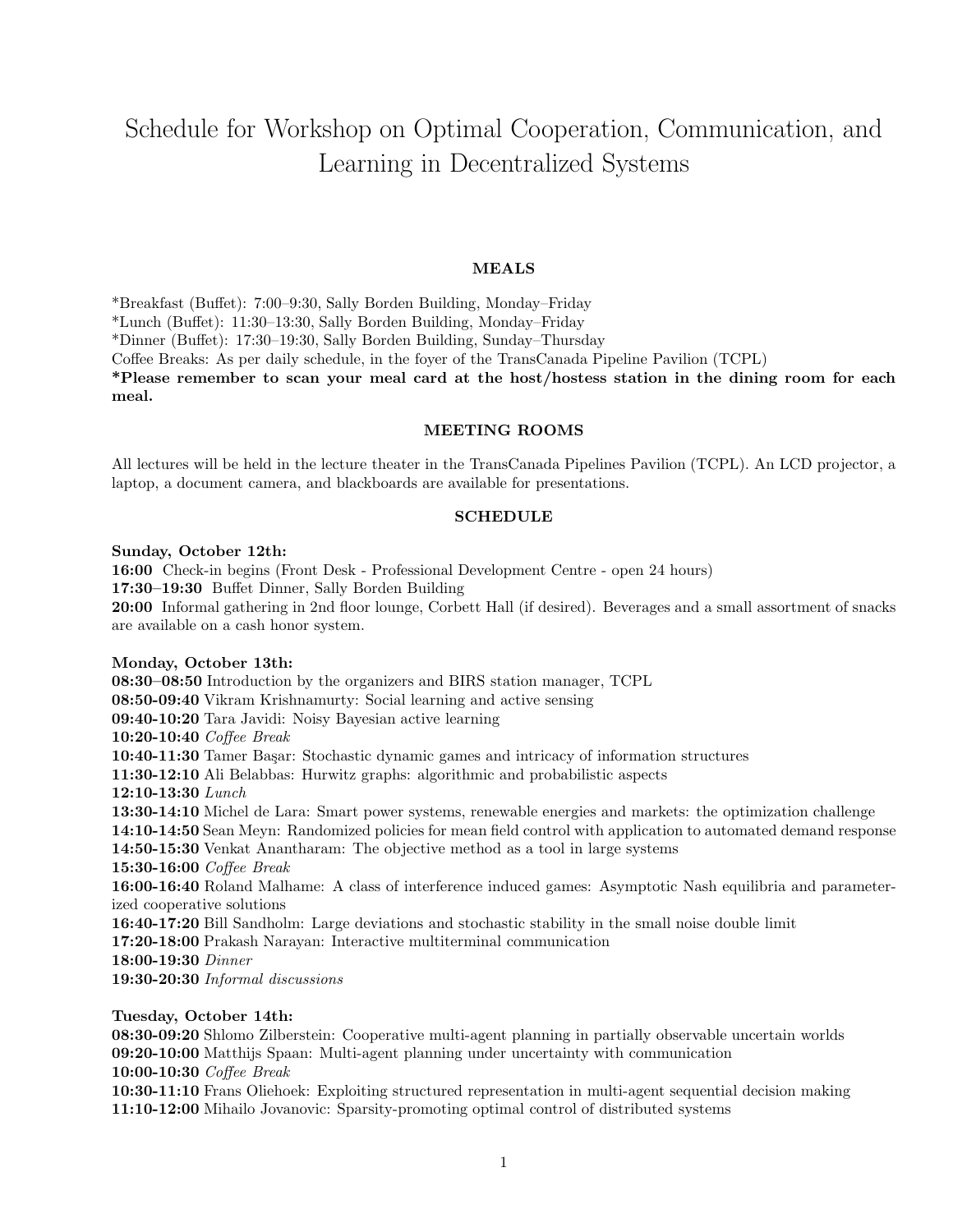# Schedule for Workshop on Optimal Cooperation, Communication, and Learning in Decentralized Systems

## MEALS

*Breakfast (Buffet): 7:00–9:30, Sally Borden Building, Monday–Friday
*Lunch (Buffet): 11:30–13:30, Sally Borden Building, Monday–Friday
*Dinner (Buffet): 17:30–19:30, Sally Borden Building, Sunday–Thursday
Coffee Breaks: As per daily schedule, in the foyer of the TransCanada Pipeline Pavilion (TCPL)
**\*Please remember to scan your meal card at the host/hostess station in the dining room for each meal.**

## MEETING ROOMS

All lectures will be held in the lecture theater in the TransCanada Pipelines Pavilion (TCPL). An LCD projector, a laptop, a document camera, and blackboards are available for presentations.

## SCHEDULE

**Sunday, October 12th:**
**16:00** Check-in begins (Front Desk - Professional Development Centre - open 24 hours)
**17:30–19:30** Buffet Dinner, Sally Borden Building
**20:00** Informal gathering in 2nd floor lounge, Corbett Hall (if desired). Beverages and a small assortment of snacks are available on a cash honor system.

**Monday, October 13th:**
**08:30–08:50** Introduction by the organizers and BIRS station manager, TCPL
**08:50-09:40** Vikram Krishnamurty: Social learning and active sensing
**09:40-10:20** Tara Javidi: Noisy Bayesian active learning
**10:20-10:40** *Coffee Break*
**10:40-11:30** Tamer Başar: Stochastic dynamic games and intricacy of information structures
**11:30-12:10** Ali Belabbas: Hurwitz graphs: algorithmic and probabilistic aspects
**12:10-13:30** *Lunch*
**13:30-14:10** Michel de Lara: Smart power systems, renewable energies and markets: the optimization challenge
**14:10-14:50** Sean Meyn: Randomized policies for mean field control with application to automated demand response
**14:50-15:30** Venkat Anantharam: The objective method as a tool in large systems
**15:30-16:00** *Coffee Break*
**16:00-16:40** Roland Malhame: A class of interference induced games: Asymptotic Nash equilibria and parameterized cooperative solutions
**16:40-17:20** Bill Sandholm: Large deviations and stochastic stability in the small noise double limit
**17:20-18:00** Prakash Narayan: Interactive multiterminal communication
**18:00-19:30** *Dinner*
**19:30-20:30** *Informal discussions*

**Tuesday, October 14th:**
**08:30-09:20** Shlomo Zilberstein: Cooperative multi-agent planning in partially observable uncertain worlds
**09:20-10:00** Matthijs Spaan: Multi-agent planning under uncertainty with communication
**10:00-10:30** *Coffee Break*
**10:30-11:10** Frans Oliehoek: Exploiting structured representation in multi-agent sequential decision making
**11:10-12:00** Mihailo Jovanovic: Sparsity-promoting optimal control of distributed systems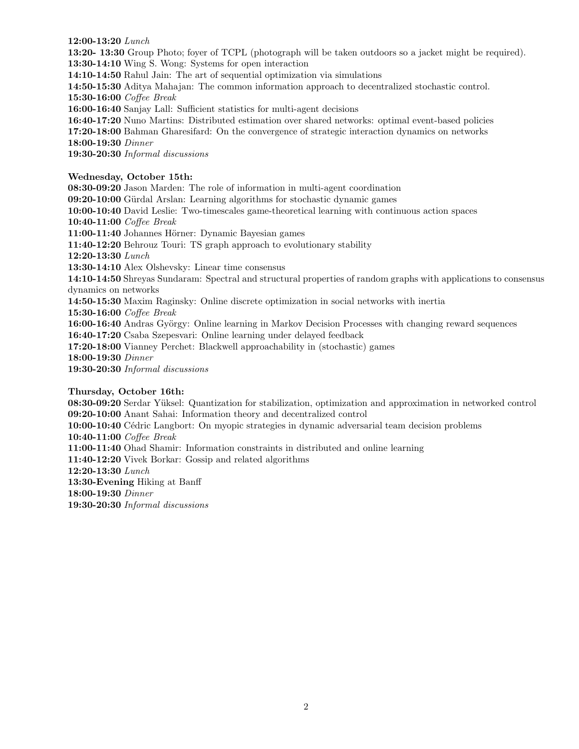**12:00-13:20** *Lunch*
**13:20- 13:30** Group Photo; foyer of TCPL (photograph will be taken outdoors so a jacket might be required).
**13:30-14:10** Wing S. Wong: Systems for open interaction
**14:10-14:50** Rahul Jain: The art of sequential optimization via simulations
**14:50-15:30** Aditya Mahajan: The common information approach to decentralized stochastic control.
**15:30-16:00** *Coffee Break*
**16:00-16:40** Sanjay Lall: Sufficient statistics for multi-agent decisions
**16:40-17:20** Nuno Martins: Distributed estimation over shared networks: optimal event-based policies
**17:20-18:00** Bahman Gharesifard: On the convergence of strategic interaction dynamics on networks
**18:00-19:30** *Dinner*
**19:30-20:30** *Informal discussions*

**Wednesday, October 15th:**
**08:30-09:20** Jason Marden: The role of information in multi-agent coordination
**09:20-10:00** Gürdal Arslan: Learning algorithms for stochastic dynamic games
**10:00-10:40** David Leslie: Two-timescales game-theoretical learning with continuous action spaces
**10:40-11:00** *Coffee Break*
**11:00-11:40** Johannes Hörner: Dynamic Bayesian games
**11:40-12:20** Behrouz Touri: TS graph approach to evolutionary stability
**12:20-13:30** *Lunch*
**13:30-14:10** Alex Olshevsky: Linear time consensus
**14:10-14:50** Shreyas Sundaram: Spectral and structural properties of random graphs with applications to consensus dynamics on networks
**14:50-15:30** Maxim Raginsky: Online discrete optimization in social networks with inertia
**15:30-16:00** *Coffee Break*
**16:00-16:40** Andras György: Online learning in Markov Decision Processes with changing reward sequences
**16:40-17:20** Csaba Szepesvari: Online learning under delayed feedback
**17:20-18:00** Vianney Perchet: Blackwell approachability in (stochastic) games
**18:00-19:30** *Dinner*
**19:30-20:30** *Informal discussions*

**Thursday, October 16th:**
**08:30-09:20** Serdar Yüksel: Quantization for stabilization, optimization and approximation in networked control
**09:20-10:00** Anant Sahai: Information theory and decentralized control
**10:00-10:40** Cédric Langbort: On myopic strategies in dynamic adversarial team decision problems
**10:40-11:00** *Coffee Break*
**11:00-11:40** Ohad Shamir: Information constraints in distributed and online learning
**11:40-12:20** Vivek Borkar: Gossip and related algorithms
**12:20-13:30** *Lunch*
**13:30-Evening** Hiking at Banff
**18:00-19:30** *Dinner*
**19:30-20:30** *Informal discussions*